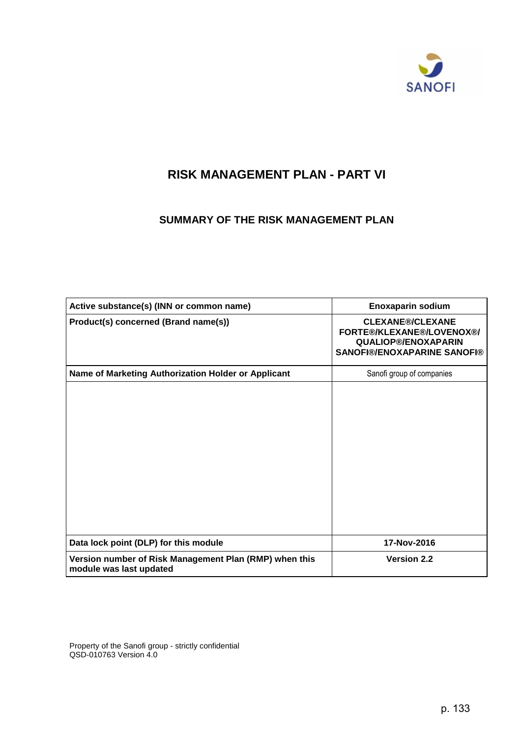# RISK MANAGEMENT PLAN - PART VI

## SUMMARY OF THE RISK MANAGEMENT PLAN

| Active substance(s) (INN or common name) | Enoxaparin sodium |
|---|---|
| Product(s) concerned (Brand name(s)) | CLEXANE®/CLEXANE FORTE®/KLEXANE®/LOVENOX®/ QUALIOP®/ENOXAPARIN SANOFI®/ENOXAPARINE SANOFI® |
| Name of Marketing Authorization Holder or Applicant | Sanofi group of companies |
| | |
| Data lock point (DLP) for this module | 17-Nov-2016 |
| Version number of Risk Management Plan (RMP) when this module was last updated | Version 2.2 |

Property of the Sanofi group - strictly confidential
QSD-010763 Version 4.0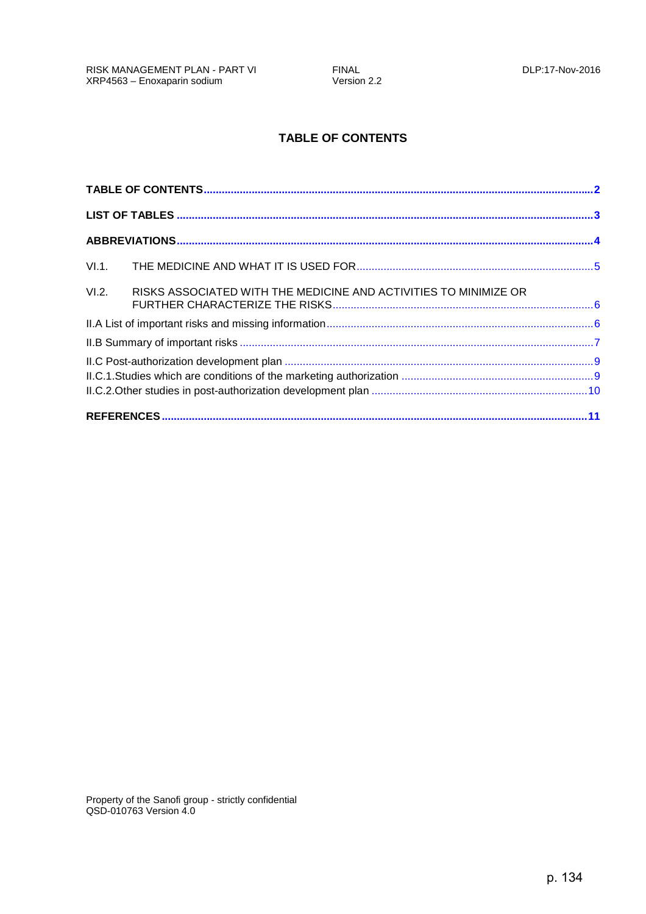# TABLE OF CONTENTS

**TABLE OF CONTENTS** .......... **2**

**LIST OF TABLES** .......... **3**

**ABBREVIATIONS** .......... **4**

VI.1. THE MEDICINE AND WHAT IT IS USED FOR .......... 5

VI.2. RISKS ASSOCIATED WITH THE MEDICINE AND ACTIVITIES TO MINIMIZE OR FURTHER CHARACTERIZE THE RISKS .......... 6

II.A List of important risks and missing information .......... 6

II.B Summary of important risks .......... 7

II.C Post-authorization development plan .......... 9

II.C.1. Studies which are conditions of the marketing authorization .......... 9

II.C.2. Other studies in post-authorization development plan .......... 10

**REFERENCES** .......... **11**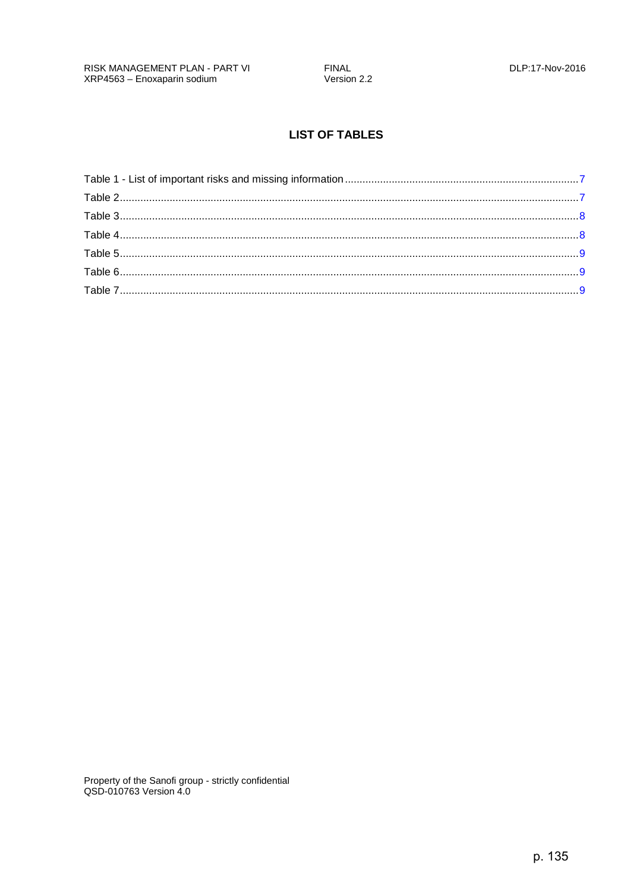## LIST OF TABLES

Table 1 - List of important risks and missing information ........................................ 7
Table 2 ........................................................................................................................ 7
Table 3 ........................................................................................................................ 8
Table 4 ........................................................................................................................ 8
Table 5 ........................................................................................................................ 9
Table 6 ........................................................................................................................ 9
Table 7 ........................................................................................................................ 9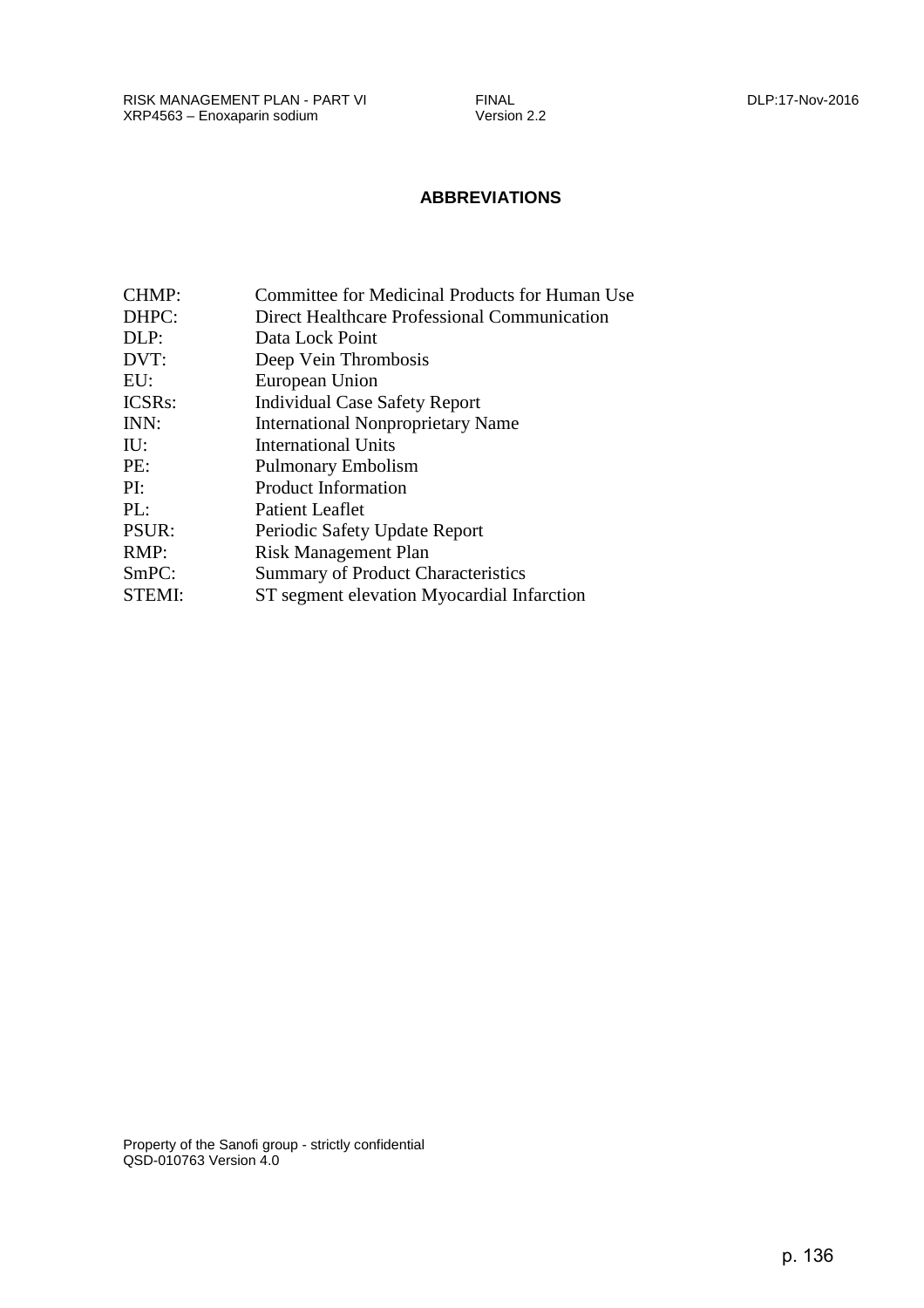## ABBREVIATIONS

| | |
|---|---|
| CHMP: | Committee for Medicinal Products for Human Use |
| DHPC: | Direct Healthcare Professional Communication |
| DLP: | Data Lock Point |
| DVT: | Deep Vein Thrombosis |
| EU: | European Union |
| ICSRs: | Individual Case Safety Report |
| INN: | International Nonproprietary Name |
| IU: | International Units |
| PE: | Pulmonary Embolism |
| PI: | Product Information |
| PL: | Patient Leaflet |
| PSUR: | Periodic Safety Update Report |
| RMP: | Risk Management Plan |
| SmPC: | Summary of Product Characteristics |
| STEMI: | ST segment elevation Myocardial Infarction |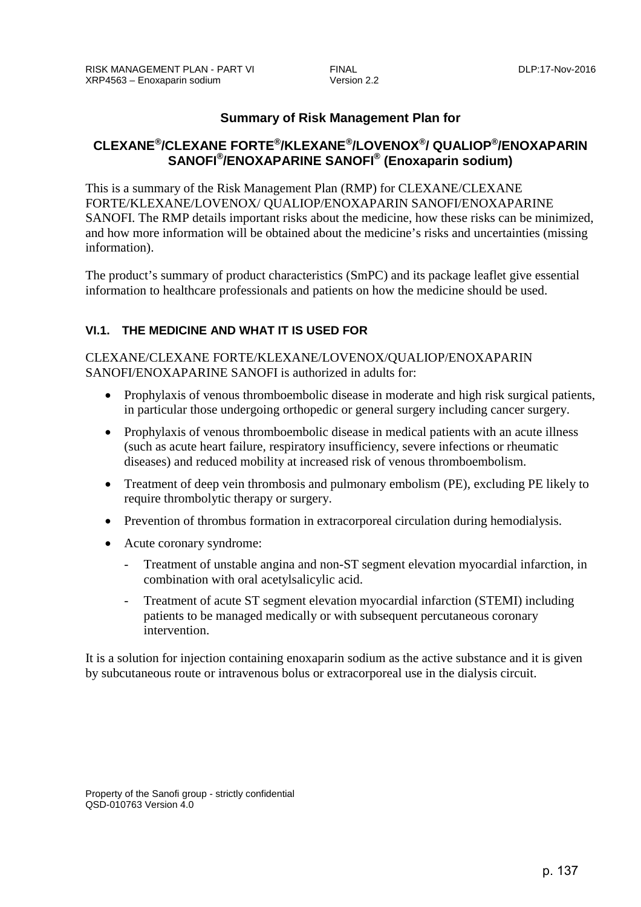# Summary of Risk Management Plan for

# CLEXANE®/CLEXANE FORTE®/KLEXANE®/LOVENOX®/ QUALIOP®/ENOXAPARIN SANOFI®/ENOXAPARINE SANOFI® (Enoxaparin sodium)

This is a summary of the Risk Management Plan (RMP) for CLEXANE/CLEXANE FORTE/KLEXANE/LOVENOX/ QUALIOP/ENOXAPARIN SANOFI/ENOXAPARINE SANOFI. The RMP details important risks about the medicine, how these risks can be minimized, and how more information will be obtained about the medicine's risks and uncertainties (missing information).

The product's summary of product characteristics (SmPC) and its package leaflet give essential information to healthcare professionals and patients on how the medicine should be used.

## VI.1. THE MEDICINE AND WHAT IT IS USED FOR

CLEXANE/CLEXANE FORTE/KLEXANE/LOVENOX/QUALIOP/ENOXAPARIN SANOFI/ENOXAPARINE SANOFI is authorized in adults for:

- Prophylaxis of venous thromboembolic disease in moderate and high risk surgical patients, in particular those undergoing orthopedic or general surgery including cancer surgery.
- Prophylaxis of venous thromboembolic disease in medical patients with an acute illness (such as acute heart failure, respiratory insufficiency, severe infections or rheumatic diseases) and reduced mobility at increased risk of venous thromboembolism.
- Treatment of deep vein thrombosis and pulmonary embolism (PE), excluding PE likely to require thrombolytic therapy or surgery.
- Prevention of thrombus formation in extracorporeal circulation during hemodialysis.
- Acute coronary syndrome:
  - Treatment of unstable angina and non-ST segment elevation myocardial infarction, in combination with oral acetylsalicylic acid.
  - Treatment of acute ST segment elevation myocardial infarction (STEMI) including patients to be managed medically or with subsequent percutaneous coronary intervention.

It is a solution for injection containing enoxaparin sodium as the active substance and it is given by subcutaneous route or intravenous bolus or extracorporeal use in the dialysis circuit.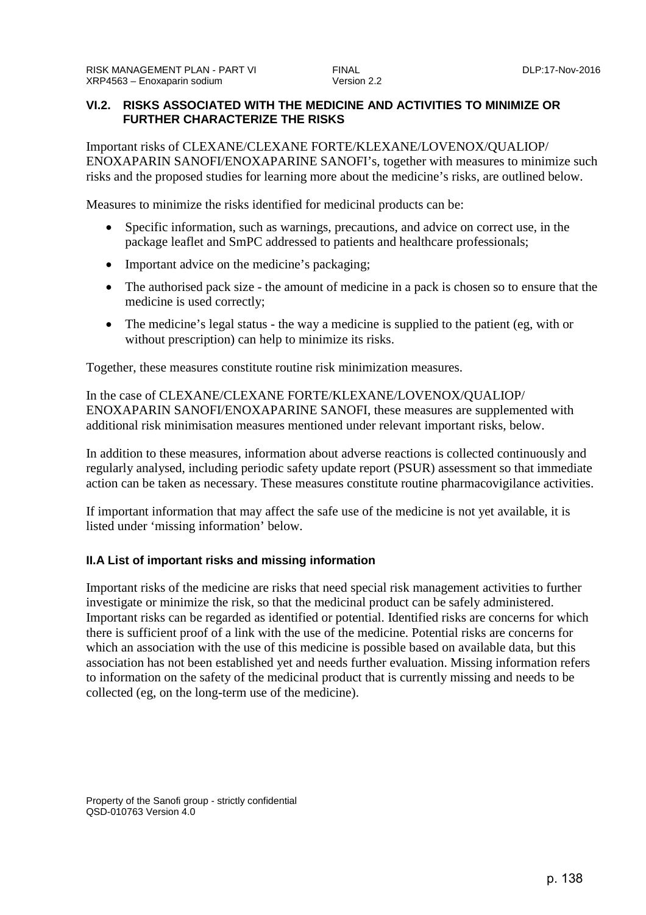## VI.2. RISKS ASSOCIATED WITH THE MEDICINE AND ACTIVITIES TO MINIMIZE OR FURTHER CHARACTERIZE THE RISKS

Important risks of CLEXANE/CLEXANE FORTE/KLEXANE/LOVENOX/QUALIOP/ ENOXAPARIN SANOFI/ENOXAPARINE SANOFI's, together with measures to minimize such risks and the proposed studies for learning more about the medicine's risks, are outlined below.

Measures to minimize the risks identified for medicinal products can be:

- Specific information, such as warnings, precautions, and advice on correct use, in the package leaflet and SmPC addressed to patients and healthcare professionals;
- Important advice on the medicine's packaging;
- The authorised pack size - the amount of medicine in a pack is chosen so to ensure that the medicine is used correctly;
- The medicine's legal status - the way a medicine is supplied to the patient (eg, with or without prescription) can help to minimize its risks.

Together, these measures constitute routine risk minimization measures.

In the case of CLEXANE/CLEXANE FORTE/KLEXANE/LOVENOX/QUALIOP/ ENOXAPARIN SANOFI/ENOXAPARINE SANOFI, these measures are supplemented with additional risk minimisation measures mentioned under relevant important risks, below.

In addition to these measures, information about adverse reactions is collected continuously and regularly analysed, including periodic safety update report (PSUR) assessment so that immediate action can be taken as necessary. These measures constitute routine pharmacovigilance activities.

If important information that may affect the safe use of the medicine is not yet available, it is listed under 'missing information' below.

### II.A List of important risks and missing information

Important risks of the medicine are risks that need special risk management activities to further investigate or minimize the risk, so that the medicinal product can be safely administered. Important risks can be regarded as identified or potential. Identified risks are concerns for which there is sufficient proof of a link with the use of the medicine. Potential risks are concerns for which an association with the use of this medicine is possible based on available data, but this association has not been established yet and needs further evaluation. Missing information refers to information on the safety of the medicinal product that is currently missing and needs to be collected (eg, on the long-term use of the medicine).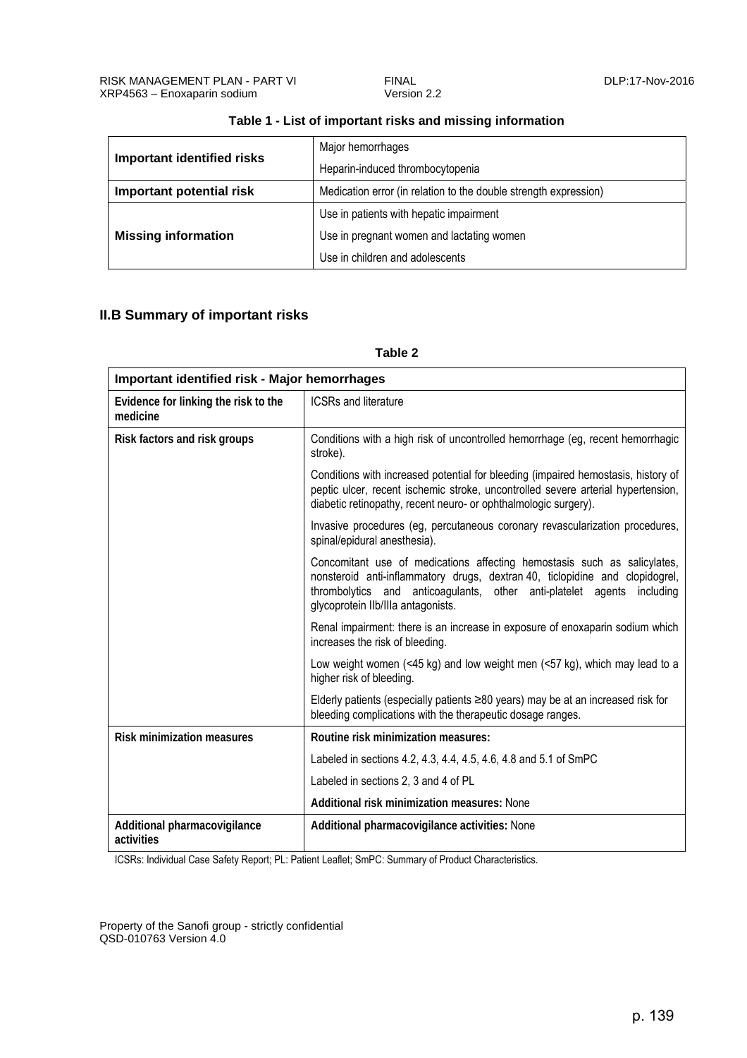**Table 1 - List of important risks and missing information**

| | |
|---|---|
| **Important identified risks** | Major hemorrhages |
| | Heparin-induced thrombocytopenia |
| **Important potential risk** | Medication error (in relation to the double strength expression) |
| **Missing information** | Use in patients with hepatic impairment |
| | Use in pregnant women and lactating women |
| | Use in children and adolescents |

## II.B Summary of important risks

**Table 2**

| **Important identified risk - Major hemorrhages** | |
|---|---|
| **Evidence for linking the risk to the medicine** | ICSRs and literature |
| **Risk factors and risk groups** | Conditions with a high risk of uncontrolled hemorrhage (eg, recent hemorrhagic stroke). |
| | Conditions with increased potential for bleeding (impaired hemostasis, history of peptic ulcer, recent ischemic stroke, uncontrolled severe arterial hypertension, diabetic retinopathy, recent neuro- or ophthalmologic surgery). |
| | Invasive procedures (eg, percutaneous coronary revascularization procedures, spinal/epidural anesthesia). |
| | Concomitant use of medications affecting hemostasis such as salicylates, nonsteroid anti-inflammatory drugs, dextran 40, ticlopidine and clopidogrel, thrombolytics and anticoagulants, other anti-platelet agents including glycoprotein IIb/IIIa antagonists. |
| | Renal impairment: there is an increase in exposure of enoxaparin sodium which increases the risk of bleeding. |
| | Low weight women (<45 kg) and low weight men (<57 kg), which may lead to a higher risk of bleeding. |
| | Elderly patients (especially patients ≥80 years) may be at an increased risk for bleeding complications with the therapeutic dosage ranges. |
| **Risk minimization measures** | **Routine risk minimization measures:** |
| | Labeled in sections 4.2, 4.3, 4.4, 4.5, 4.6, 4.8 and 5.1 of SmPC |
| | Labeled in sections 2, 3 and 4 of PL |
| | **Additional risk minimization measures:** None |
| **Additional pharmacovigilance activities** | **Additional pharmacovigilance activities:** None |

ICSRs: Individual Case Safety Report; PL: Patient Leaflet; SmPC: Summary of Product Characteristics.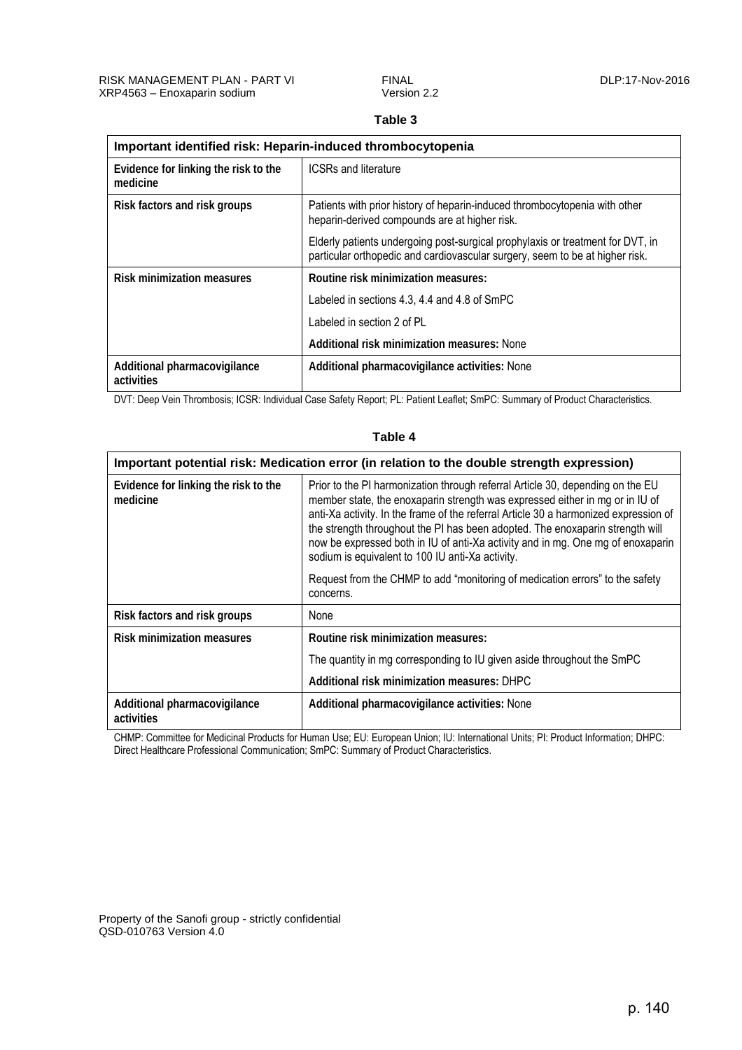**Table 3**

| Important identified risk: Heparin-induced thrombocytopenia | |
|---|---|
| **Evidence for linking the risk to the medicine** | ICSRs and literature |
| **Risk factors and risk groups** | Patients with prior history of heparin-induced thrombocytopenia with other heparin-derived compounds are at higher risk.<br><br>Elderly patients undergoing post-surgical prophylaxis or treatment for DVT, in particular orthopedic and cardiovascular surgery, seem to be at higher risk. |
| **Risk minimization measures** | **Routine risk minimization measures:**<br><br>Labeled in sections 4.3, 4.4 and 4.8 of SmPC<br><br>Labeled in section 2 of PL<br><br>**Additional risk minimization measures:** None |
| **Additional pharmacovigilance activities** | **Additional pharmacovigilance activities:** None |

DVT: Deep Vein Thrombosis; ICSR: Individual Case Safety Report; PL: Patient Leaflet; SmPC: Summary of Product Characteristics.

**Table 4**

| Important potential risk: Medication error (in relation to the double strength expression) | |
|---|---|
| **Evidence for linking the risk to the medicine** | Prior to the PI harmonization through referral Article 30, depending on the EU member state, the enoxaparin strength was expressed either in mg or in IU of anti-Xa activity. In the frame of the referral Article 30 a harmonized expression of the strength throughout the PI has been adopted. The enoxaparin strength will now be expressed both in IU of anti-Xa activity and in mg. One mg of enoxaparin sodium is equivalent to 100 IU anti-Xa activity.<br><br>Request from the CHMP to add "monitoring of medication errors" to the safety concerns. |
| **Risk factors and risk groups** | None |
| **Risk minimization measures** | **Routine risk minimization measures:**<br><br>The quantity in mg corresponding to IU given aside throughout the SmPC<br><br>**Additional risk minimization measures:** DHPC |
| **Additional pharmacovigilance activities** | **Additional pharmacovigilance activities:** None |

CHMP: Committee for Medicinal Products for Human Use; EU: European Union; IU: International Units; PI: Product Information; DHPC: Direct Healthcare Professional Communication; SmPC: Summary of Product Characteristics.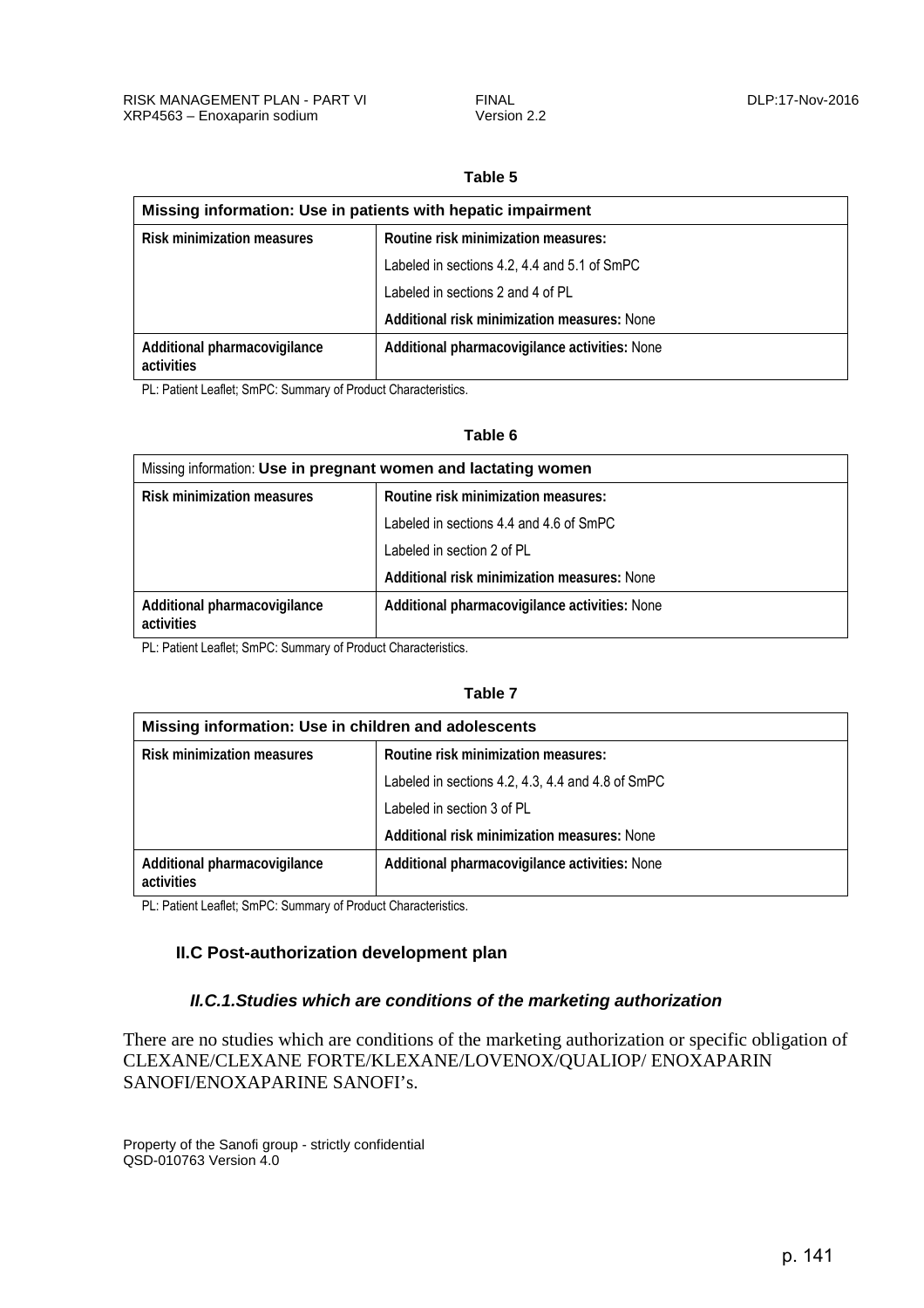**Table 5**

| Missing information: Use in patients with hepatic impairment | |
|---|---|
| Risk minimization measures | **Routine risk minimization measures:**<br>Labeled in sections 4.2, 4.4 and 5.1 of SmPC<br>Labeled in sections 2 and 4 of PL<br>**Additional risk minimization measures:** None |
| Additional pharmacovigilance activities | **Additional pharmacovigilance activities:** None |

PL: Patient Leaflet; SmPC: Summary of Product Characteristics.

**Table 6**

| Missing information: **Use in pregnant women and lactating women** | |
|---|---|
| Risk minimization measures | **Routine risk minimization measures:**<br>Labeled in sections 4.4 and 4.6 of SmPC<br>Labeled in section 2 of PL<br>**Additional risk minimization measures:** None |
| Additional pharmacovigilance activities | **Additional pharmacovigilance activities:** None |

PL: Patient Leaflet; SmPC: Summary of Product Characteristics.

**Table 7**

| Missing information: Use in children and adolescents | |
|---|---|
| Risk minimization measures | **Routine risk minimization measures:**<br>Labeled in sections 4.2, 4.3, 4.4 and 4.8 of SmPC<br>Labeled in section 3 of PL<br>**Additional risk minimization measures:** None |
| Additional pharmacovigilance activities | **Additional pharmacovigilance activities:** None |

PL: Patient Leaflet; SmPC: Summary of Product Characteristics.

## II.C Post-authorization development plan

### *II.C.1.Studies which are conditions of the marketing authorization*

There are no studies which are conditions of the marketing authorization or specific obligation of CLEXANE/CLEXANE FORTE/KLEXANE/LOVENOX/QUALIOP/ ENOXAPARIN SANOFI/ENOXAPARINE SANOFI's.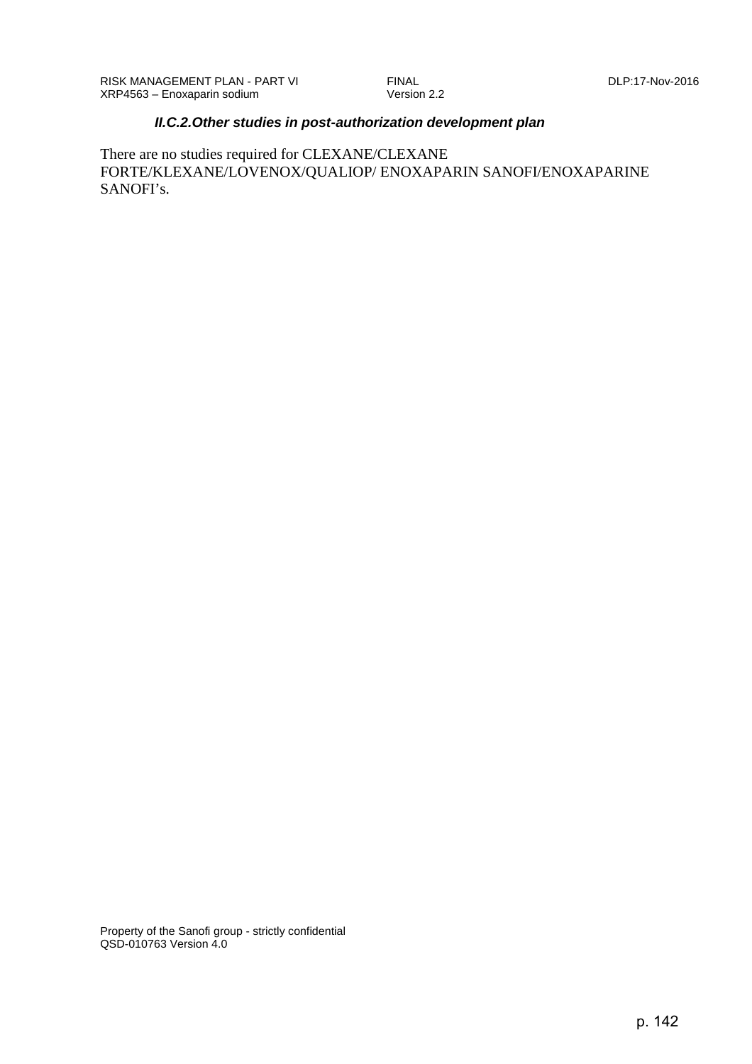#### *II.C.2.Other studies in post-authorization development plan*

There are no studies required for CLEXANE/CLEXANE FORTE/KLEXANE/LOVENOX/QUALIOP/ ENOXAPARIN SANOFI/ENOXAPARINE SANOFI's.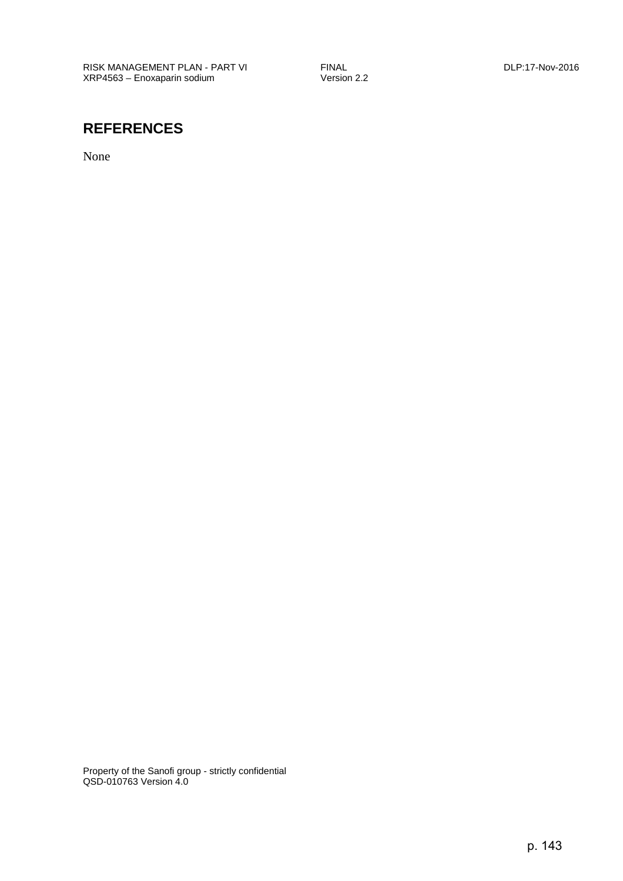## REFERENCES

None